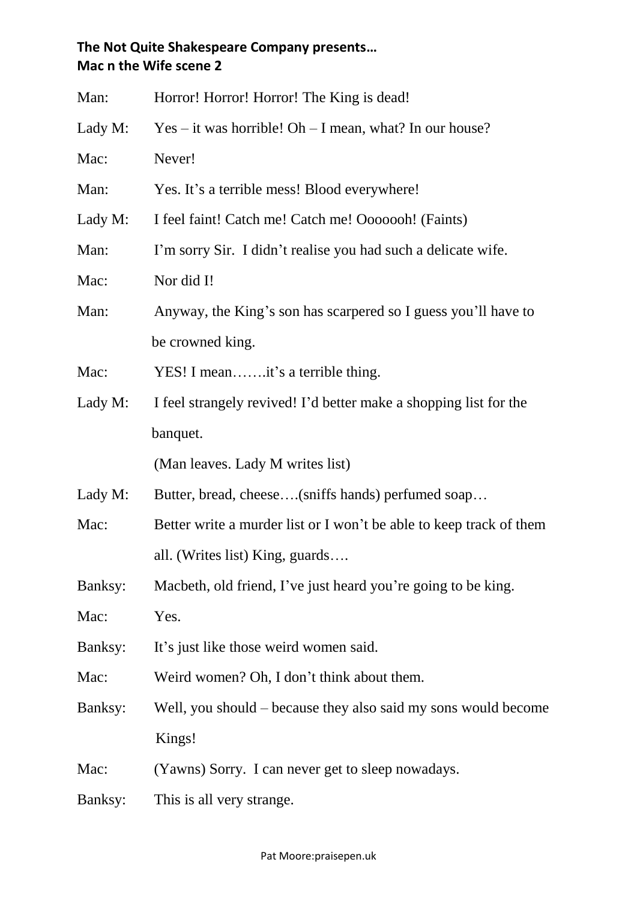**The Not Quite Shakespeare Company presents…**
**Mac n the Wife scene 2**

Man: Horror! Horror! Horror! The King is dead!

Lady M: Yes – it was horrible! Oh – I mean, what? In our house?

Mac: Never!

Man: Yes. It's a terrible mess! Blood everywhere!

Lady M: I feel faint! Catch me! Catch me! Ooooooh! (Faints)

Man: I'm sorry Sir. I didn't realise you had such a delicate wife.

Mac: Nor did I!

Man: Anyway, the King's son has scarpered so I guess you'll have to be crowned king.

Mac: YES! I mean…….it's a terrible thing.

Lady M: I feel strangely revived! I'd better make a shopping list for the banquet.

(Man leaves. Lady M writes list)

Lady M: Butter, bread, cheese….(sniffs hands) perfumed soap…

Mac: Better write a murder list or I won't be able to keep track of them all. (Writes list) King, guards….

Banksy: Macbeth, old friend, I've just heard you're going to be king.

Mac: Yes.

Banksy: It's just like those weird women said.

Mac: Weird women? Oh, I don't think about them.

Banksy: Well, you should – because they also said my sons would become Kings!

Mac: (Yawns) Sorry. I can never get to sleep nowadays.

Banksy: This is all very strange.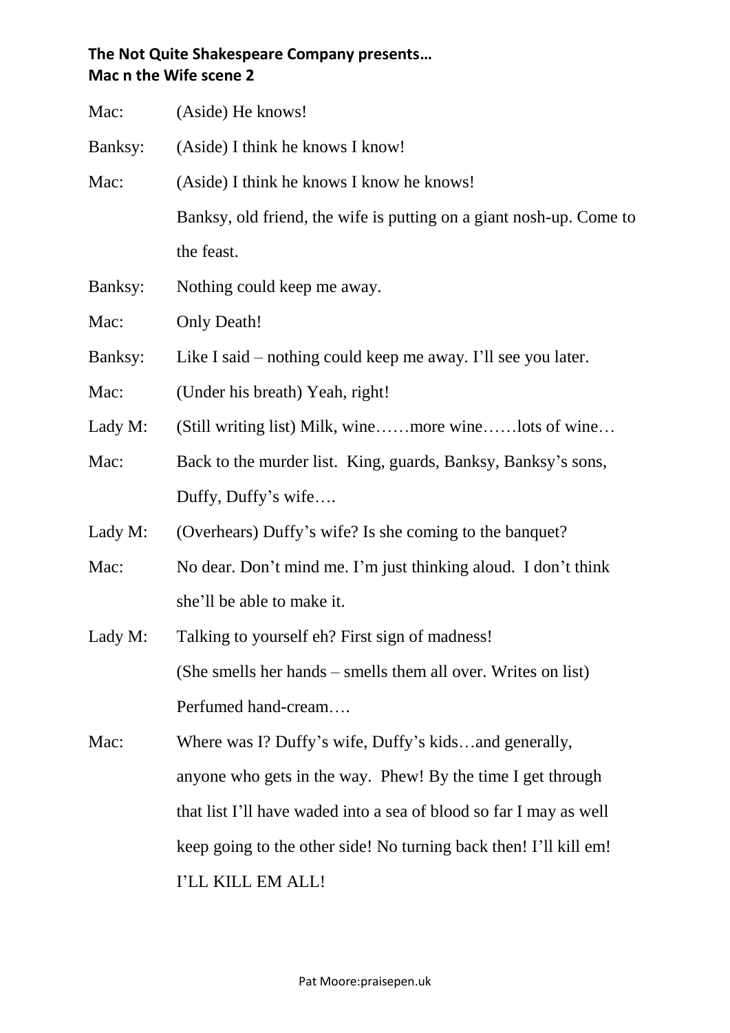**The Not Quite Shakespeare Company presents…**
**Mac n the Wife scene 2**

Mac: (Aside) He knows!

Banksy: (Aside) I think he knows I know!

Mac: (Aside) I think he knows I know he knows!
Banksy, old friend, the wife is putting on a giant nosh-up. Come to the feast.

Banksy: Nothing could keep me away.

Mac: Only Death!

Banksy: Like I said – nothing could keep me away. I'll see you later.

Mac: (Under his breath) Yeah, right!

Lady M: (Still writing list) Milk, wine……more wine……lots of wine…

Mac: Back to the murder list. King, guards, Banksy, Banksy's sons, Duffy, Duffy's wife….

Lady M: (Overhears) Duffy's wife? Is she coming to the banquet?

Mac: No dear. Don't mind me. I'm just thinking aloud. I don't think she'll be able to make it.

Lady M: Talking to yourself eh? First sign of madness!
(She smells her hands – smells them all over. Writes on list)
Perfumed hand-cream….

Mac: Where was I? Duffy's wife, Duffy's kids…and generally, anyone who gets in the way. Phew! By the time I get through that list I'll have waded into a sea of blood so far I may as well keep going to the other side! No turning back then! I'll kill em! I'LL KILL EM ALL!

Pat Moore:praisepen.uk